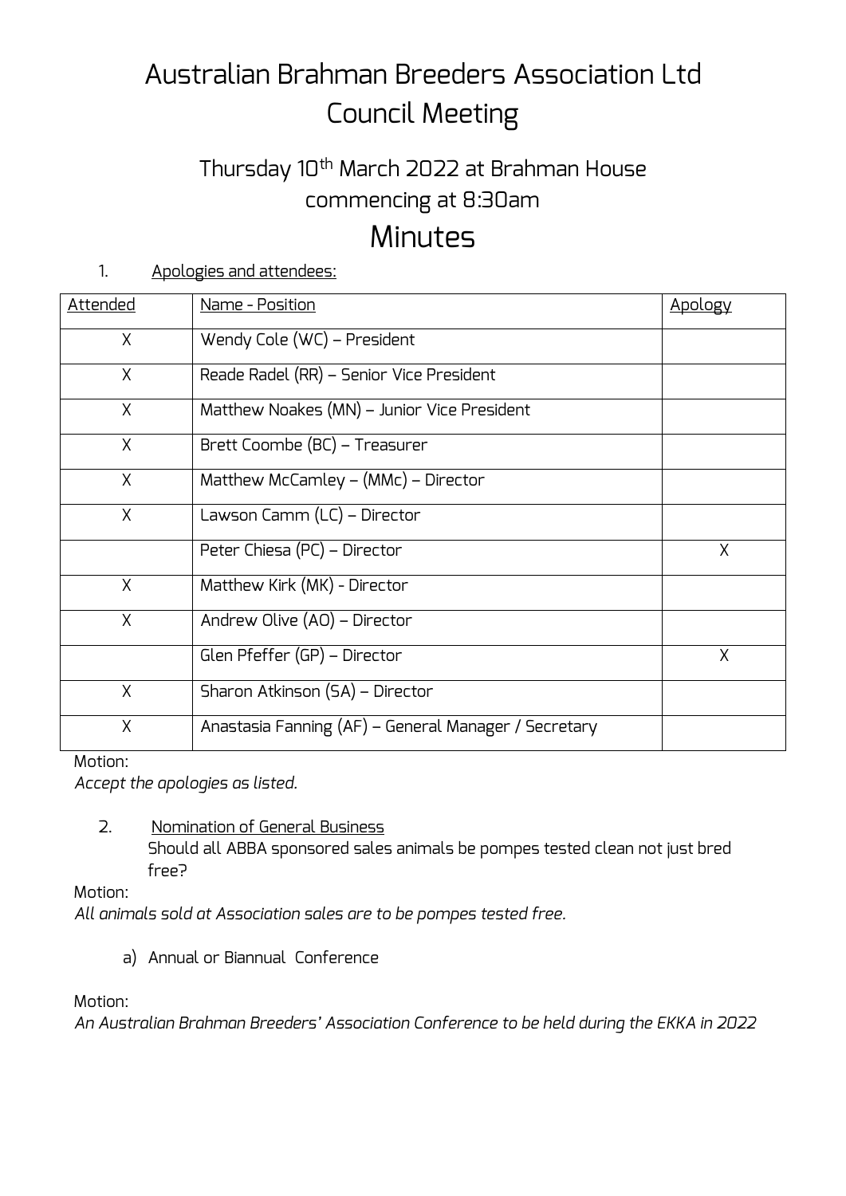# Australian Brahman Breeders Association Ltd
# Council Meeting

## Thursday 10th March 2022 at Brahman House
## commencing at 8:30am

# Minutes

1. Apologies and attendees:

| Attended | Name - Position | Apology |
|---|---|---|
| X | Wendy Cole (WC) – President | |
| X | Reade Radel (RR) – Senior Vice President | |
| X | Matthew Noakes (MN) – Junior Vice President | |
| X | Brett Coombe (BC) – Treasurer | |
| X | Matthew McCamley – (MMc) – Director | |
| X | Lawson Camm (LC) – Director | |
| | Peter Chiesa (PC) – Director | X |
| X | Matthew Kirk (MK) - Director | |
| X | Andrew Olive (AO) – Director | |
| | Glen Pfeffer (GP) – Director | X |
| X | Sharon Atkinson (SA) – Director | |
| X | Anastasia Fanning (AF) – General Manager / Secretary | |

Motion:
*Accept the apologies as listed.*

2. Nomination of General Business
   Should all ABBA sponsored sales animals be pompes tested clean not just bred free?

Motion:
*All animals sold at Association sales are to be pompes tested free.*

a) Annual or Biannual Conference

Motion:
*An Australian Brahman Breeders' Association Conference to be held during the EKKA in 2022*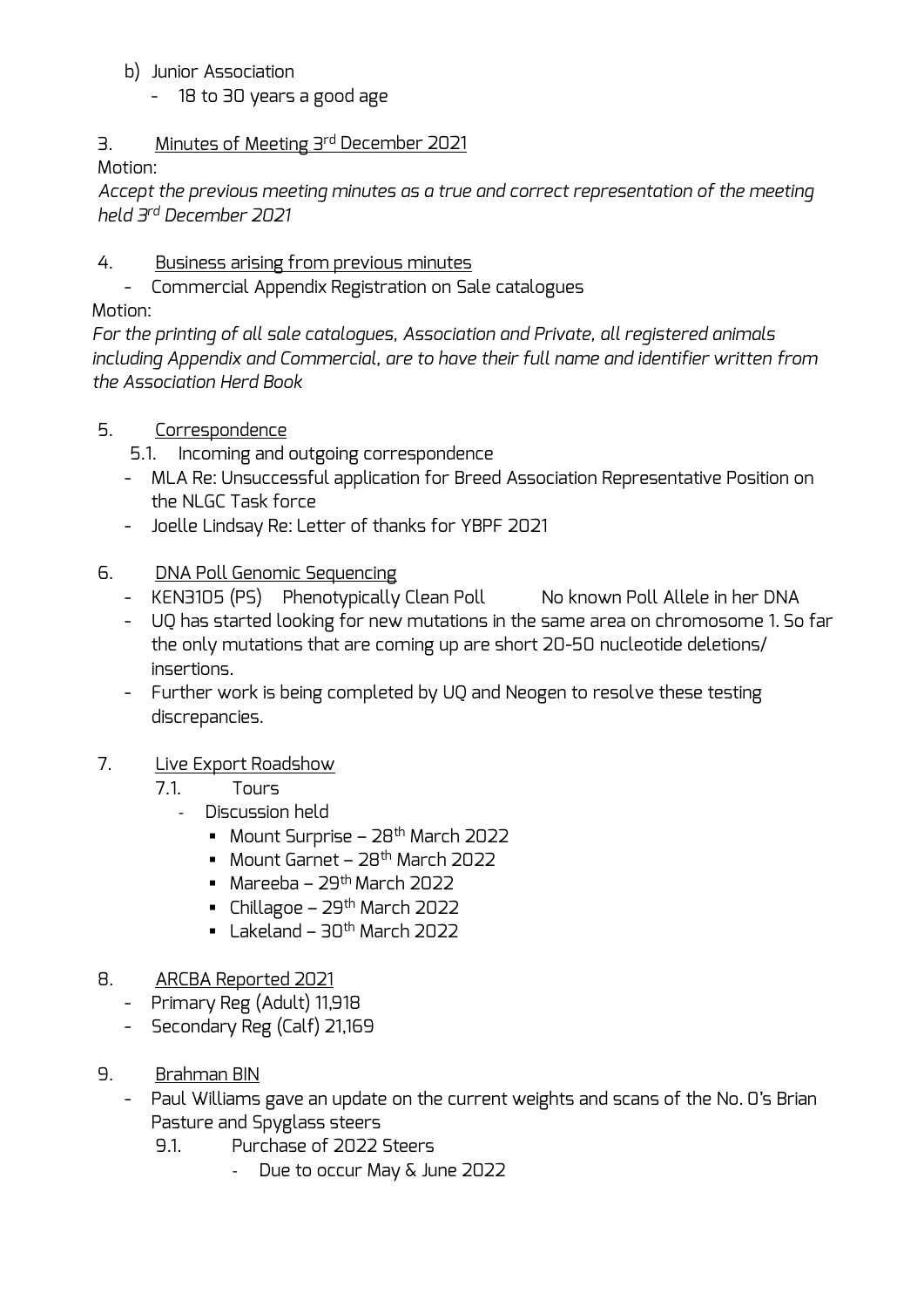b) Junior Association
   - 18 to 30 years a good age

3. Minutes of Meeting 3rd December 2021

Motion:

*Accept the previous meeting minutes as a true and correct representation of the meeting held 3rd December 2021*

4. Business arising from previous minutes
   - Commercial Appendix Registration on Sale catalogues

Motion:

*For the printing of all sale catalogues, Association and Private, all registered animals including Appendix and Commercial, are to have their full name and identifier written from the Association Herd Book*

5. Correspondence
   5.1. Incoming and outgoing correspondence
   - MLA Re: Unsuccessful application for Breed Association Representative Position on the NLGC Task force
   - Joelle Lindsay Re: Letter of thanks for YBPF 2021

6. DNA Poll Genomic Sequencing
   - KEN3105 (PS) Phenotypically Clean Poll No known Poll Allele in her DNA
   - UQ has started looking for new mutations in the same area on chromosome 1. So far the only mutations that are coming up are short 20-50 nucleotide deletions/ insertions.
   - Further work is being completed by UQ and Neogen to resolve these testing discrepancies.

7. Live Export Roadshow
   7.1. Tours
   - Discussion held
     - Mount Surprise – 28th March 2022
     - Mount Garnet – 28th March 2022
     - Mareeba – 29th March 2022
     - Chillagoe – 29th March 2022
     - Lakeland – 30th March 2022

8. ARCBA Reported 2021
   - Primary Reg (Adult) 11,918
   - Secondary Reg (Calf) 21,169

9. Brahman BIN
   - Paul Williams gave an update on the current weights and scans of the No. 0's Brian Pasture and Spyglass steers
   9.1. Purchase of 2022 Steers
   - Due to occur May & June 2022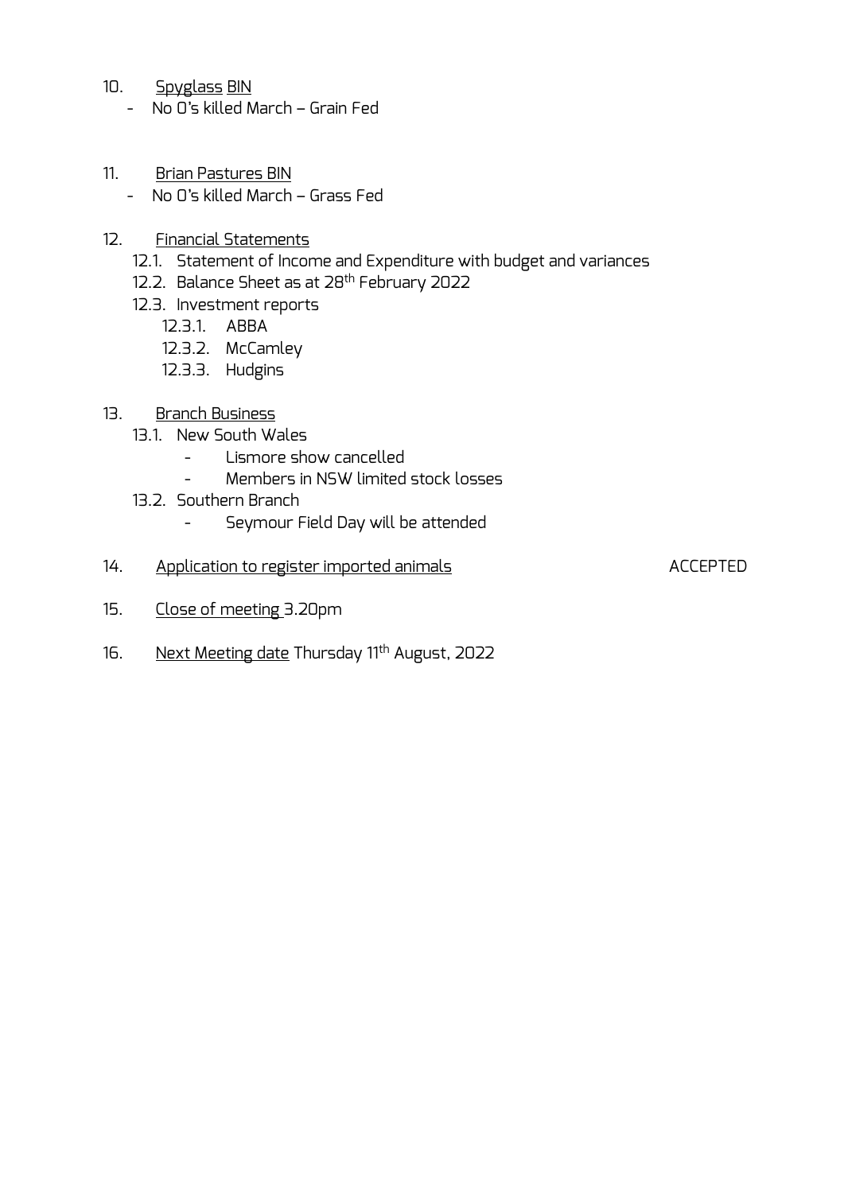10. <u>Spyglass BIN</u>
    - No 0's killed March – Grain Fed

11. <u>Brian Pastures BIN</u>
    - No 0's killed March – Grass Fed

12. <u>Financial Statements</u>
    - 12.1. Statement of Income and Expenditure with budget and variances
    - 12.2. Balance Sheet as at 28th February 2022
    - 12.3. Investment reports
        - 12.3.1. ABBA
        - 12.3.2. McCamley
        - 12.3.3. Hudgins

13. <u>Branch Business</u>
    - 13.1. New South Wales
        - Lismore show cancelled
        - Members in NSW limited stock losses
    - 13.2. Southern Branch
        - Seymour Field Day will be attended

14. <u>Application to register imported animals</u> ACCEPTED

15. <u>Close of meeting</u> 3.20pm

16. <u>Next Meeting date</u> Thursday 11th August, 2022